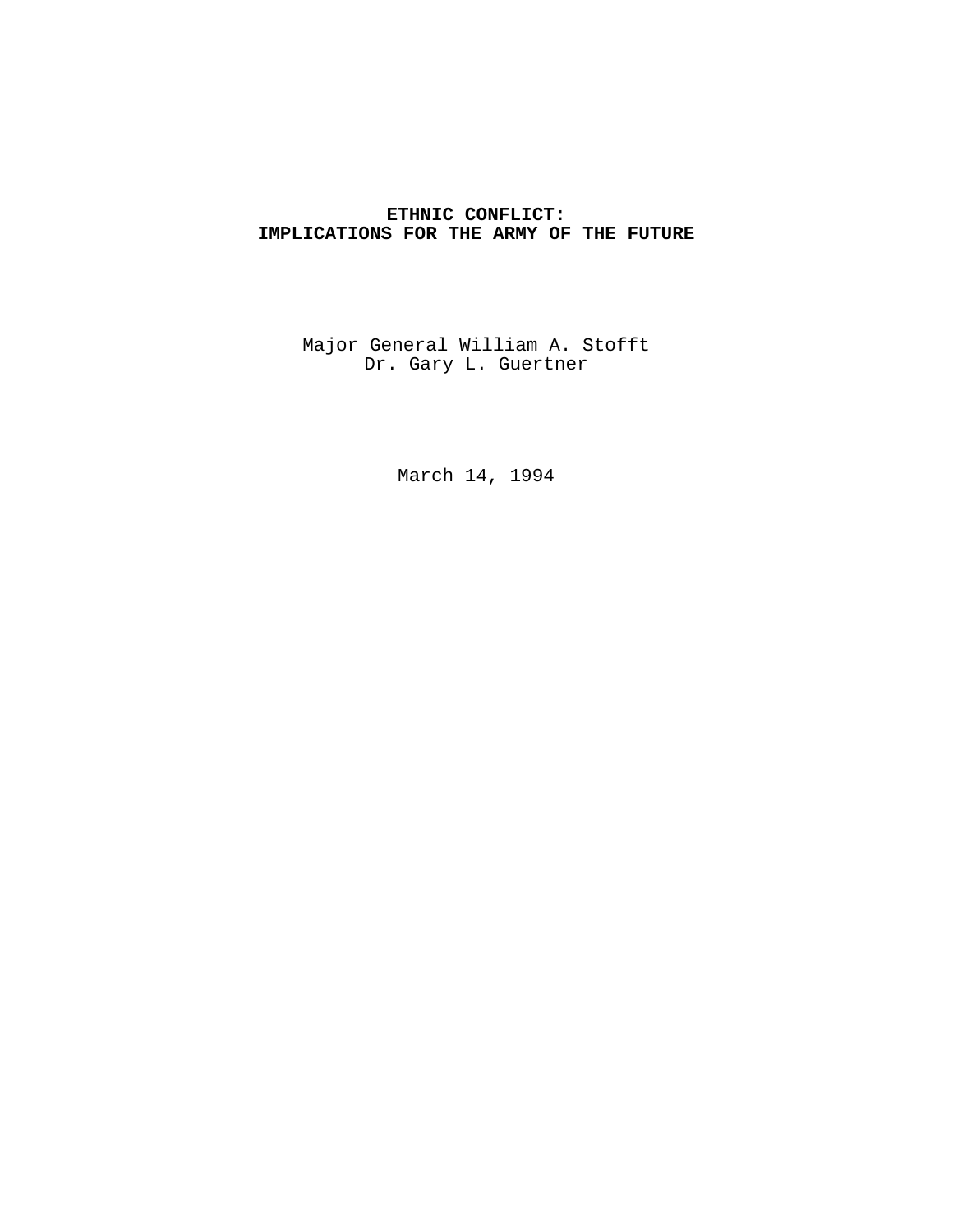# ETHNIC CONFLICT:
# IMPLICATIONS FOR THE ARMY OF THE FUTURE

Major General William A. Stofft
Dr. Gary L. Guertner

March 14, 1994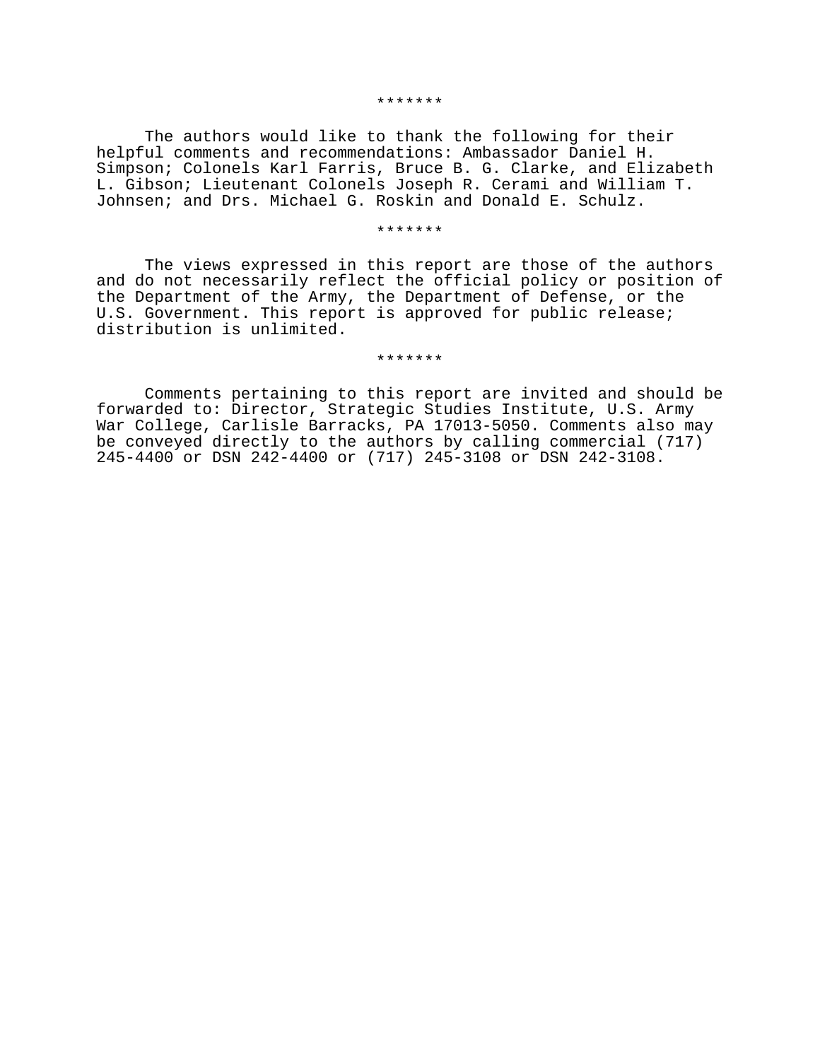*******

The authors would like to thank the following for their helpful comments and recommendations: Ambassador Daniel H. Simpson; Colonels Karl Farris, Bruce B. G. Clarke, and Elizabeth L. Gibson; Lieutenant Colonels Joseph R. Cerami and William T. Johnsen; and Drs. Michael G. Roskin and Donald E. Schulz.

*******

The views expressed in this report are those of the authors and do not necessarily reflect the official policy or position of the Department of the Army, the Department of Defense, or the U.S. Government. This report is approved for public release; distribution is unlimited.

*******

Comments pertaining to this report are invited and should be forwarded to: Director, Strategic Studies Institute, U.S. Army War College, Carlisle Barracks, PA 17013-5050. Comments also may be conveyed directly to the authors by calling commercial (717) 245-4400 or DSN 242-4400 or (717) 245-3108 or DSN 242-3108.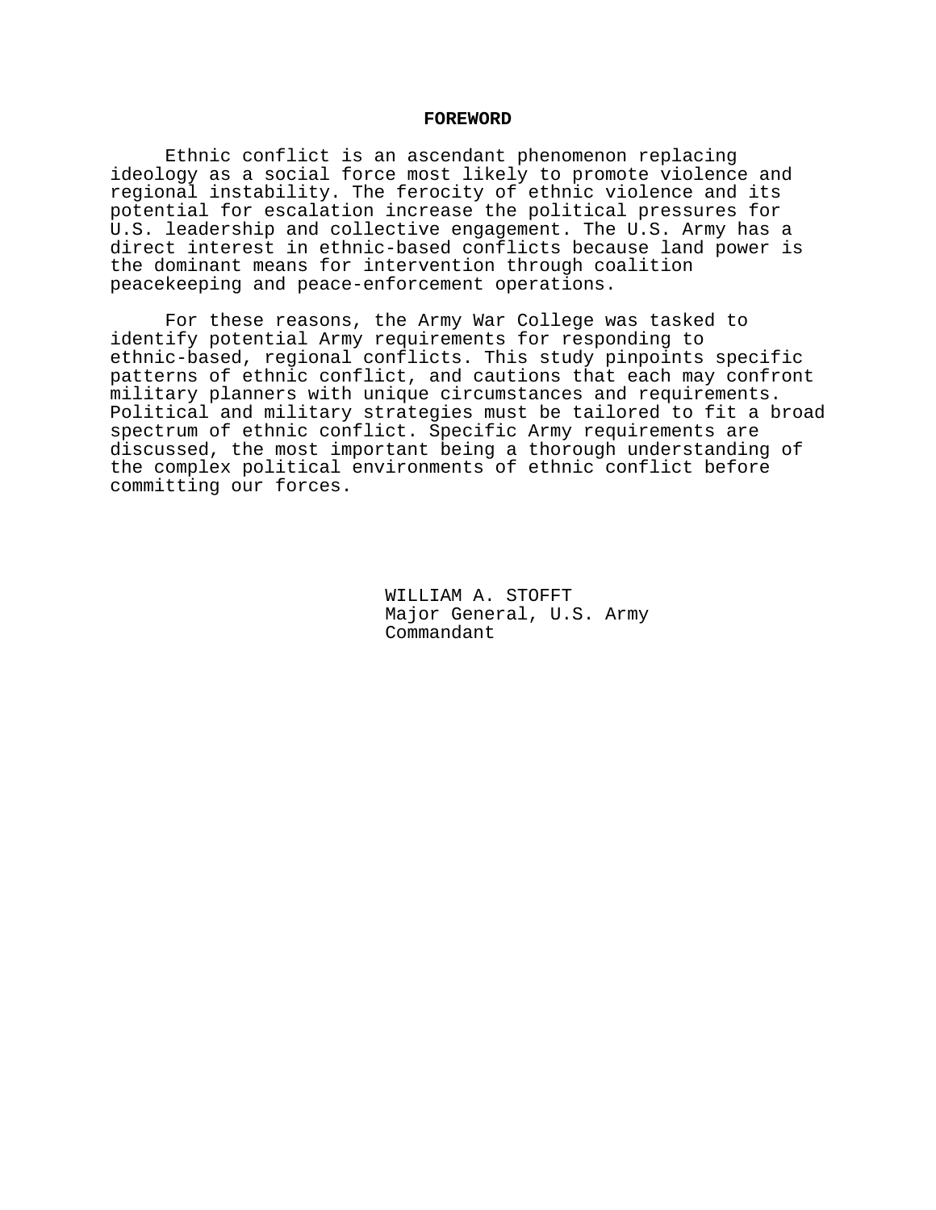## FOREWORD

Ethnic conflict is an ascendant phenomenon replacing ideology as a social force most likely to promote violence and regional instability. The ferocity of ethnic violence and its potential for escalation increase the political pressures for U.S. leadership and collective engagement. The U.S. Army has a direct interest in ethnic-based conflicts because land power is the dominant means for intervention through coalition peacekeeping and peace-enforcement operations.

For these reasons, the Army War College was tasked to identify potential Army requirements for responding to ethnic-based, regional conflicts. This study pinpoints specific patterns of ethnic conflict, and cautions that each may confront military planners with unique circumstances and requirements. Political and military strategies must be tailored to fit a broad spectrum of ethnic conflict. Specific Army requirements are discussed, the most important being a thorough understanding of the complex political environments of ethnic conflict before committing our forces.

WILLIAM A. STOFFT
Major General, U.S. Army
Commandant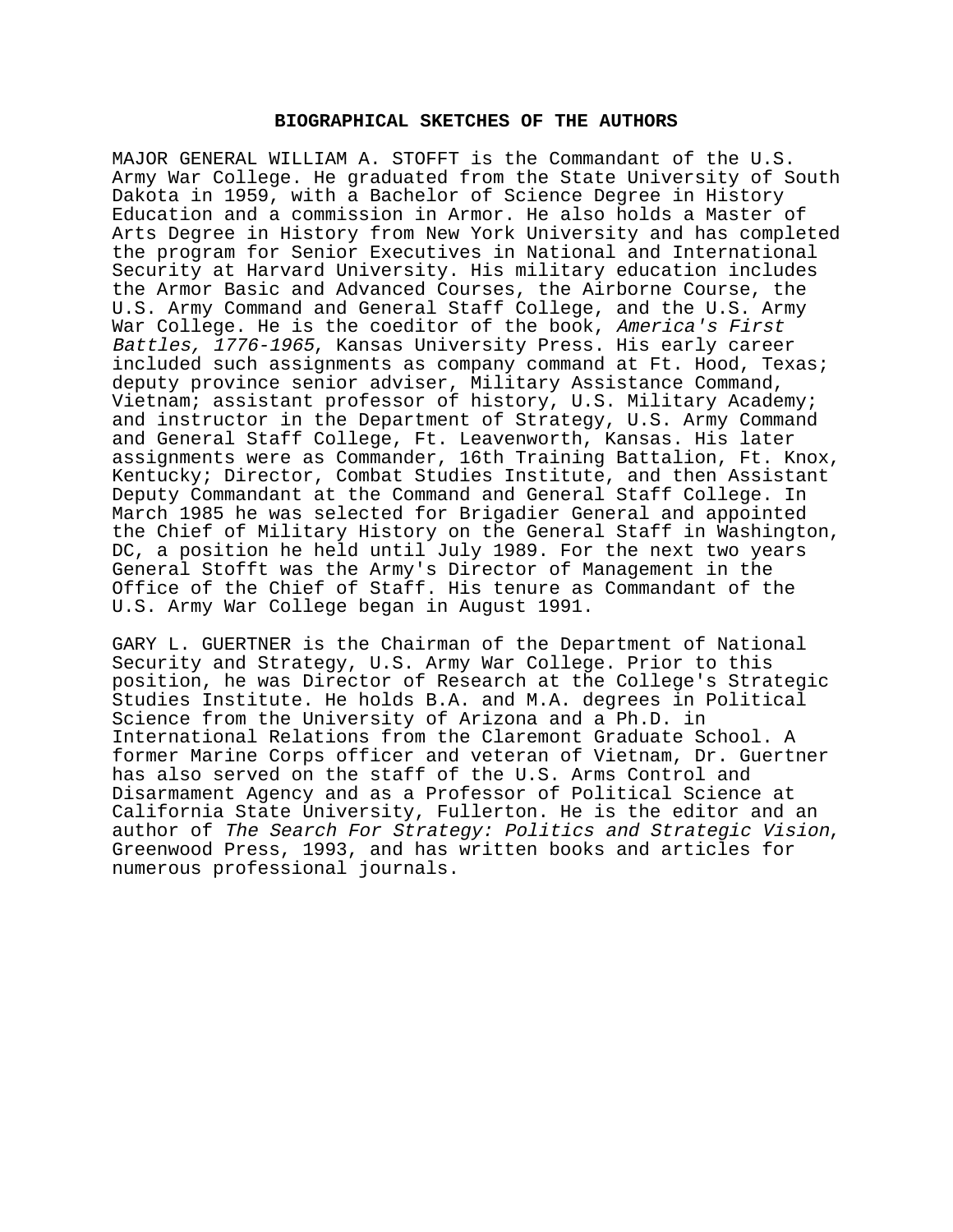## BIOGRAPHICAL SKETCHES OF THE AUTHORS

MAJOR GENERAL WILLIAM A. STOFFT is the Commandant of the U.S. Army War College. He graduated from the State University of South Dakota in 1959, with a Bachelor of Science Degree in History Education and a commission in Armor. He also holds a Master of Arts Degree in History from New York University and has completed the program for Senior Executives in National and International Security at Harvard University. His military education includes the Armor Basic and Advanced Courses, the Airborne Course, the U.S. Army Command and General Staff College, and the U.S. Army War College. He is the coeditor of the book, *America's First Battles, 1776-1965*, Kansas University Press. His early career included such assignments as company command at Ft. Hood, Texas; deputy province senior adviser, Military Assistance Command, Vietnam; assistant professor of history, U.S. Military Academy; and instructor in the Department of Strategy, U.S. Army Command and General Staff College, Ft. Leavenworth, Kansas. His later assignments were as Commander, 16th Training Battalion, Ft. Knox, Kentucky; Director, Combat Studies Institute, and then Assistant Deputy Commandant at the Command and General Staff College. In March 1985 he was selected for Brigadier General and appointed the Chief of Military History on the General Staff in Washington, DC, a position he held until July 1989. For the next two years General Stofft was the Army's Director of Management in the Office of the Chief of Staff. His tenure as Commandant of the U.S. Army War College began in August 1991.

GARY L. GUERTNER is the Chairman of the Department of National Security and Strategy, U.S. Army War College. Prior to this position, he was Director of Research at the College's Strategic Studies Institute. He holds B.A. and M.A. degrees in Political Science from the University of Arizona and a Ph.D. in International Relations from the Claremont Graduate School. A former Marine Corps officer and veteran of Vietnam, Dr. Guertner has also served on the staff of the U.S. Arms Control and Disarmament Agency and as a Professor of Political Science at California State University, Fullerton. He is the editor and an author of *The Search For Strategy: Politics and Strategic Vision*, Greenwood Press, 1993, and has written books and articles for numerous professional journals.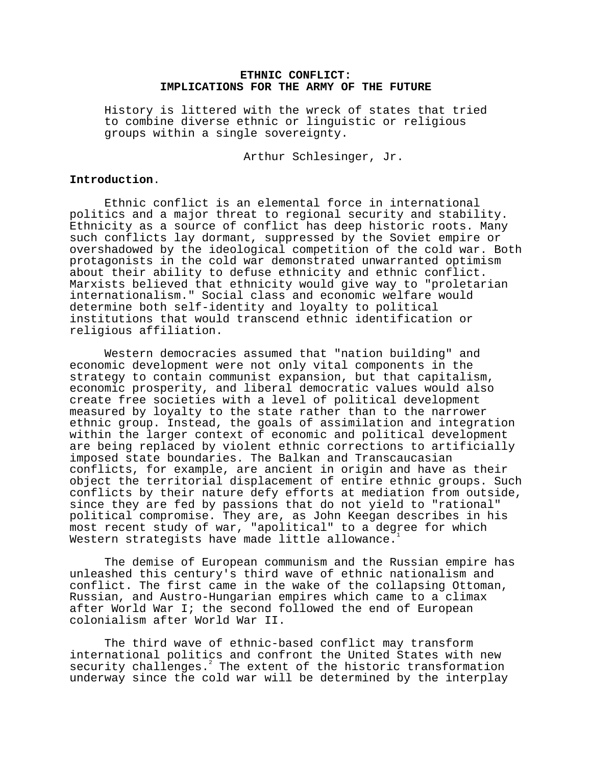# ETHNIC CONFLICT: IMPLICATIONS FOR THE ARMY OF THE FUTURE

> History is littered with the wreck of states that tried to combine diverse ethnic or linguistic or religious groups within a single sovereignty.
>
> Arthur Schlesinger, Jr.

**Introduction**.

Ethnic conflict is an elemental force in international politics and a major threat to regional security and stability. Ethnicity as a source of conflict has deep historic roots. Many such conflicts lay dormant, suppressed by the Soviet empire or overshadowed by the ideological competition of the cold war. Both protagonists in the cold war demonstrated unwarranted optimism about their ability to defuse ethnicity and ethnic conflict. Marxists believed that ethnicity would give way to "proletarian internationalism." Social class and economic welfare would determine both self-identity and loyalty to political institutions that would transcend ethnic identification or religious affiliation.

Western democracies assumed that "nation building" and economic development were not only vital components in the strategy to contain communist expansion, but that capitalism, economic prosperity, and liberal democratic values would also create free societies with a level of political development measured by loyalty to the state rather than to the narrower ethnic group. Instead, the goals of assimilation and integration within the larger context of economic and political development are being replaced by violent ethnic corrections to artificially imposed state boundaries. The Balkan and Transcaucasian conflicts, for example, are ancient in origin and have as their object the territorial displacement of entire ethnic groups. Such conflicts by their nature defy efforts at mediation from outside, since they are fed by passions that do not yield to "rational" political compromise. They are, as John Keegan describes in his most recent study of war, "apolitical" to a degree for which Western strategists have made little allowance.[1]

The demise of European communism and the Russian empire has unleashed this century's third wave of ethnic nationalism and conflict. The first came in the wake of the collapsing Ottoman, Russian, and Austro-Hungarian empires which came to a climax after World War I; the second followed the end of European colonialism after World War II.

The third wave of ethnic-based conflict may transform international politics and confront the United States with new security challenges.[2] The extent of the historic transformation underway since the cold war will be determined by the interplay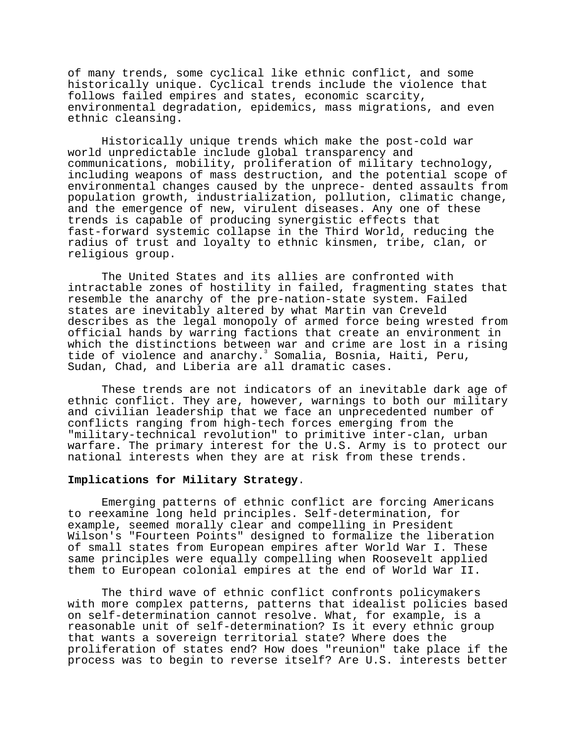of many trends, some cyclical like ethnic conflict, and some historically unique. Cyclical trends include the violence that follows failed empires and states, economic scarcity, environmental degradation, epidemics, mass migrations, and even ethnic cleansing.

Historically unique trends which make the post-cold war world unpredictable include global transparency and communications, mobility, proliferation of military technology, including weapons of mass destruction, and the potential scope of environmental changes caused by the unprece- dented assaults from population growth, industrialization, pollution, climatic change, and the emergence of new, virulent diseases. Any one of these trends is capable of producing synergistic effects that fast-forward systemic collapse in the Third World, reducing the radius of trust and loyalty to ethnic kinsmen, tribe, clan, or religious group.

The United States and its allies are confronted with intractable zones of hostility in failed, fragmenting states that resemble the anarchy of the pre-nation-state system. Failed states are inevitably altered by what Martin van Creveld describes as the legal monopoly of armed force being wrested from official hands by warring factions that create an environment in which the distinctions between war and crime are lost in a rising tide of violence and anarchy.[3] Somalia, Bosnia, Haiti, Peru, Sudan, Chad, and Liberia are all dramatic cases.

These trends are not indicators of an inevitable dark age of ethnic conflict. They are, however, warnings to both our military and civilian leadership that we face an unprecedented number of conflicts ranging from high-tech forces emerging from the "military-technical revolution" to primitive inter-clan, urban warfare. The primary interest for the U.S. Army is to protect our national interests when they are at risk from these trends.

**Implications for Military Strategy**.

Emerging patterns of ethnic conflict are forcing Americans to reexamine long held principles. Self-determination, for example, seemed morally clear and compelling in President Wilson's "Fourteen Points" designed to formalize the liberation of small states from European empires after World War I. These same principles were equally compelling when Roosevelt applied them to European colonial empires at the end of World War II.

The third wave of ethnic conflict confronts policymakers with more complex patterns, patterns that idealist policies based on self-determination cannot resolve. What, for example, is a reasonable unit of self-determination? Is it every ethnic group that wants a sovereign territorial state? Where does the proliferation of states end? How does "reunion" take place if the process was to begin to reverse itself? Are U.S. interests better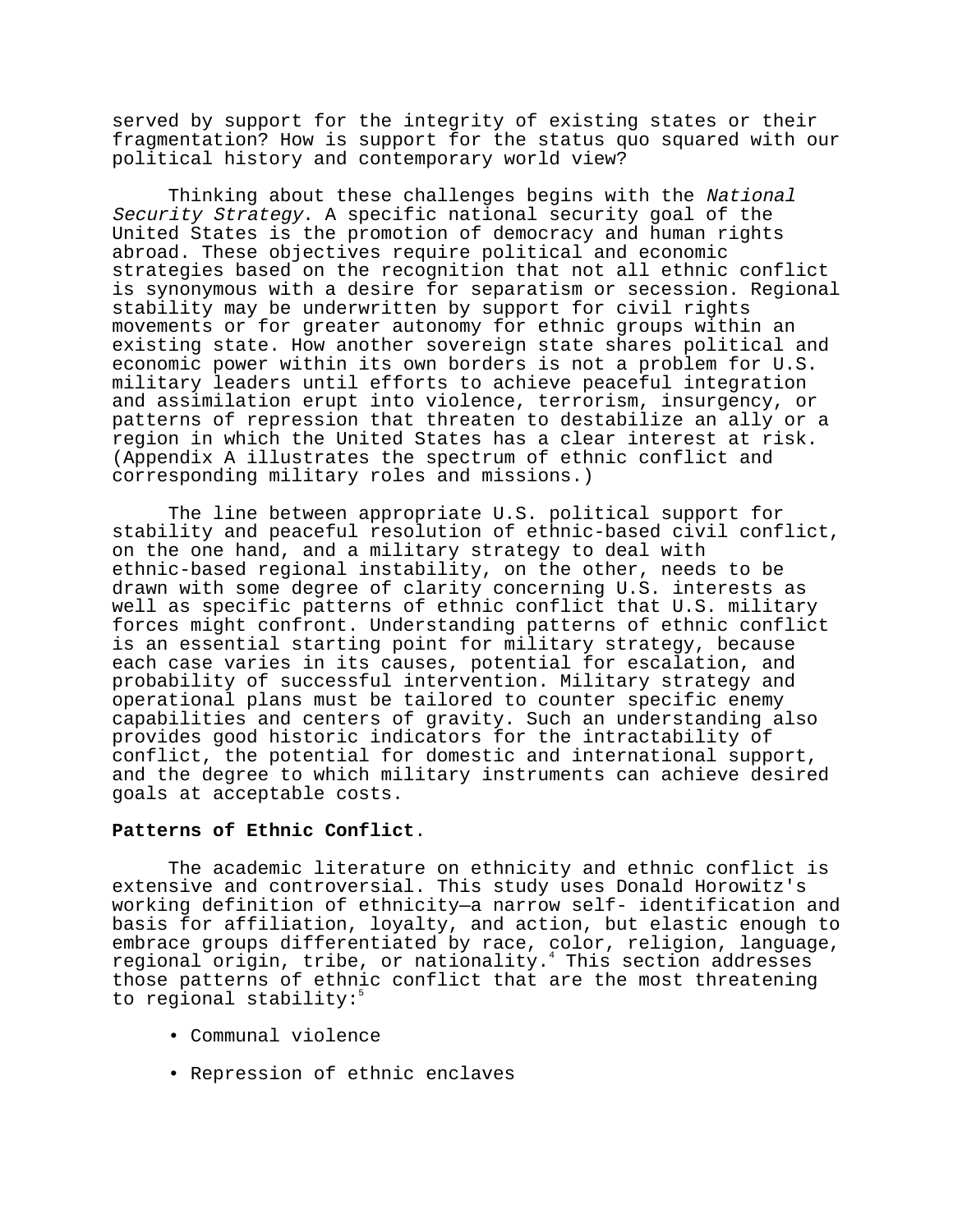served by support for the integrity of existing states or their fragmentation? How is support for the status quo squared with our political history and contemporary world view?

Thinking about these challenges begins with the *National Security Strategy*. A specific national security goal of the United States is the promotion of democracy and human rights abroad. These objectives require political and economic strategies based on the recognition that not all ethnic conflict is synonymous with a desire for separatism or secession. Regional stability may be underwritten by support for civil rights movements or for greater autonomy for ethnic groups within an existing state. How another sovereign state shares political and economic power within its own borders is not a problem for U.S. military leaders until efforts to achieve peaceful integration and assimilation erupt into violence, terrorism, insurgency, or patterns of repression that threaten to destabilize an ally or a region in which the United States has a clear interest at risk. (Appendix A illustrates the spectrum of ethnic conflict and corresponding military roles and missions.)

The line between appropriate U.S. political support for stability and peaceful resolution of ethnic-based civil conflict, on the one hand, and a military strategy to deal with ethnic-based regional instability, on the other, needs to be drawn with some degree of clarity concerning U.S. interests as well as specific patterns of ethnic conflict that U.S. military forces might confront. Understanding patterns of ethnic conflict is an essential starting point for military strategy, because each case varies in its causes, potential for escalation, and probability of successful intervention. Military strategy and operational plans must be tailored to counter specific enemy capabilities and centers of gravity. Such an understanding also provides good historic indicators for the intractability of conflict, the potential for domestic and international support, and the degree to which military instruments can achieve desired goals at acceptable costs.

**Patterns of Ethnic Conflict**.

The academic literature on ethnicity and ethnic conflict is extensive and controversial. This study uses Donald Horowitz's working definition of ethnicity—a narrow self- identification and basis for affiliation, loyalty, and action, but elastic enough to embrace groups differentiated by race, color, religion, language, regional origin, tribe, or nationality.[4] This section addresses those patterns of ethnic conflict that are the most threatening to regional stability:[5]

- Communal violence
- Repression of ethnic enclaves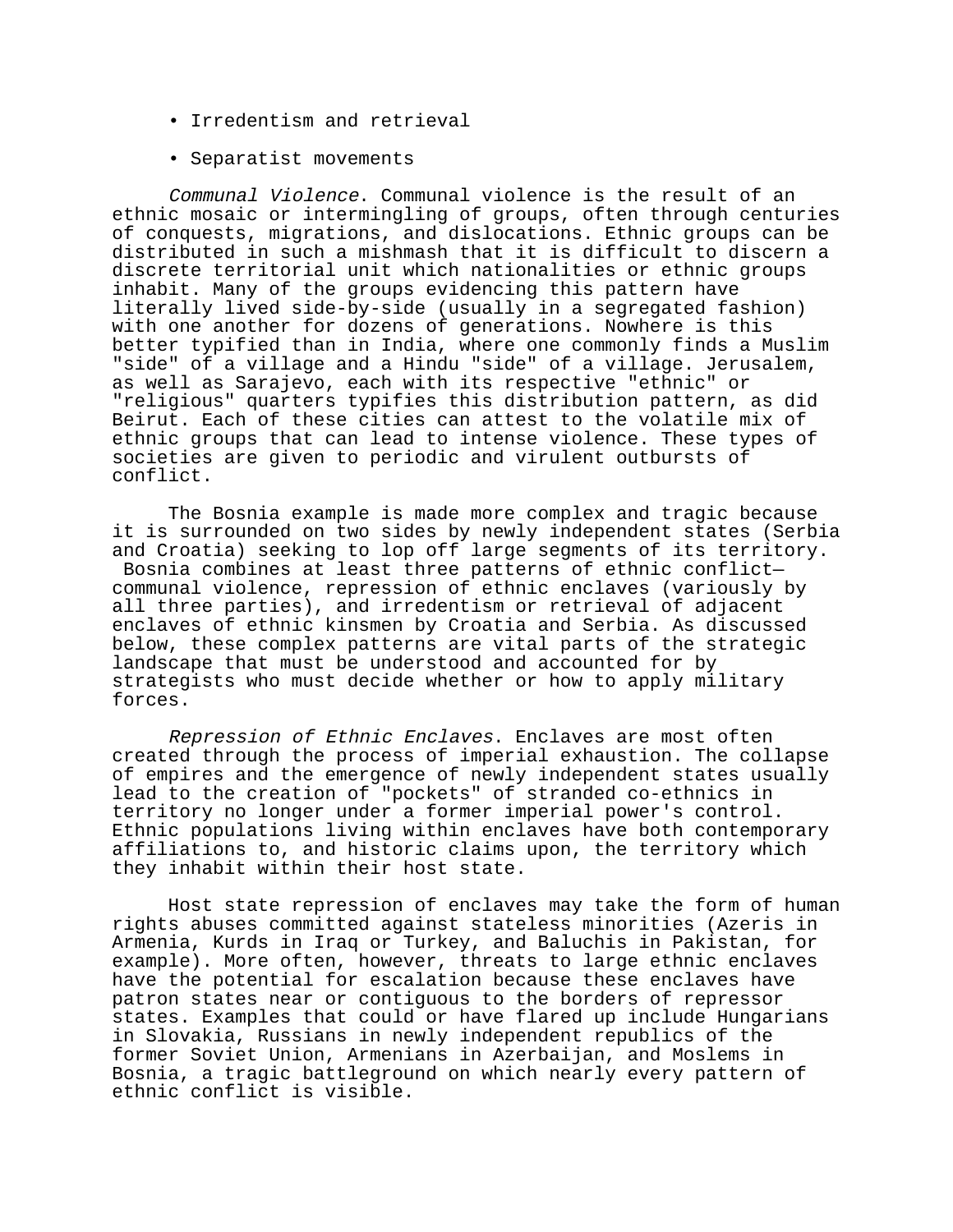- Irredentism and retrieval
- Separatist movements

*Communal Violence*. Communal violence is the result of an ethnic mosaic or intermingling of groups, often through centuries of conquests, migrations, and dislocations. Ethnic groups can be distributed in such a mishmash that it is difficult to discern a discrete territorial unit which nationalities or ethnic groups inhabit. Many of the groups evidencing this pattern have literally lived side-by-side (usually in a segregated fashion) with one another for dozens of generations. Nowhere is this better typified than in India, where one commonly finds a Muslim "side" of a village and a Hindu "side" of a village. Jerusalem, as well as Sarajevo, each with its respective "ethnic" or "religious" quarters typifies this distribution pattern, as did Beirut. Each of these cities can attest to the volatile mix of ethnic groups that can lead to intense violence. These types of societies are given to periodic and virulent outbursts of conflict.

The Bosnia example is made more complex and tragic because it is surrounded on two sides by newly independent states (Serbia and Croatia) seeking to lop off large segments of its territory. Bosnia combines at least three patterns of ethnic conflict—communal violence, repression of ethnic enclaves (variously by all three parties), and irredentism or retrieval of adjacent enclaves of ethnic kinsmen by Croatia and Serbia. As discussed below, these complex patterns are vital parts of the strategic landscape that must be understood and accounted for by strategists who must decide whether or how to apply military forces.

*Repression of Ethnic Enclaves*. Enclaves are most often created through the process of imperial exhaustion. The collapse of empires and the emergence of newly independent states usually lead to the creation of "pockets" of stranded co-ethnics in territory no longer under a former imperial power's control. Ethnic populations living within enclaves have both contemporary affiliations to, and historic claims upon, the territory which they inhabit within their host state.

Host state repression of enclaves may take the form of human rights abuses committed against stateless minorities (Azeris in Armenia, Kurds in Iraq or Turkey, and Baluchis in Pakistan, for example). More often, however, threats to large ethnic enclaves have the potential for escalation because these enclaves have patron states near or contiguous to the borders of repressor states. Examples that could or have flared up include Hungarians in Slovakia, Russians in newly independent republics of the former Soviet Union, Armenians in Azerbaijan, and Moslems in Bosnia, a tragic battleground on which nearly every pattern of ethnic conflict is visible.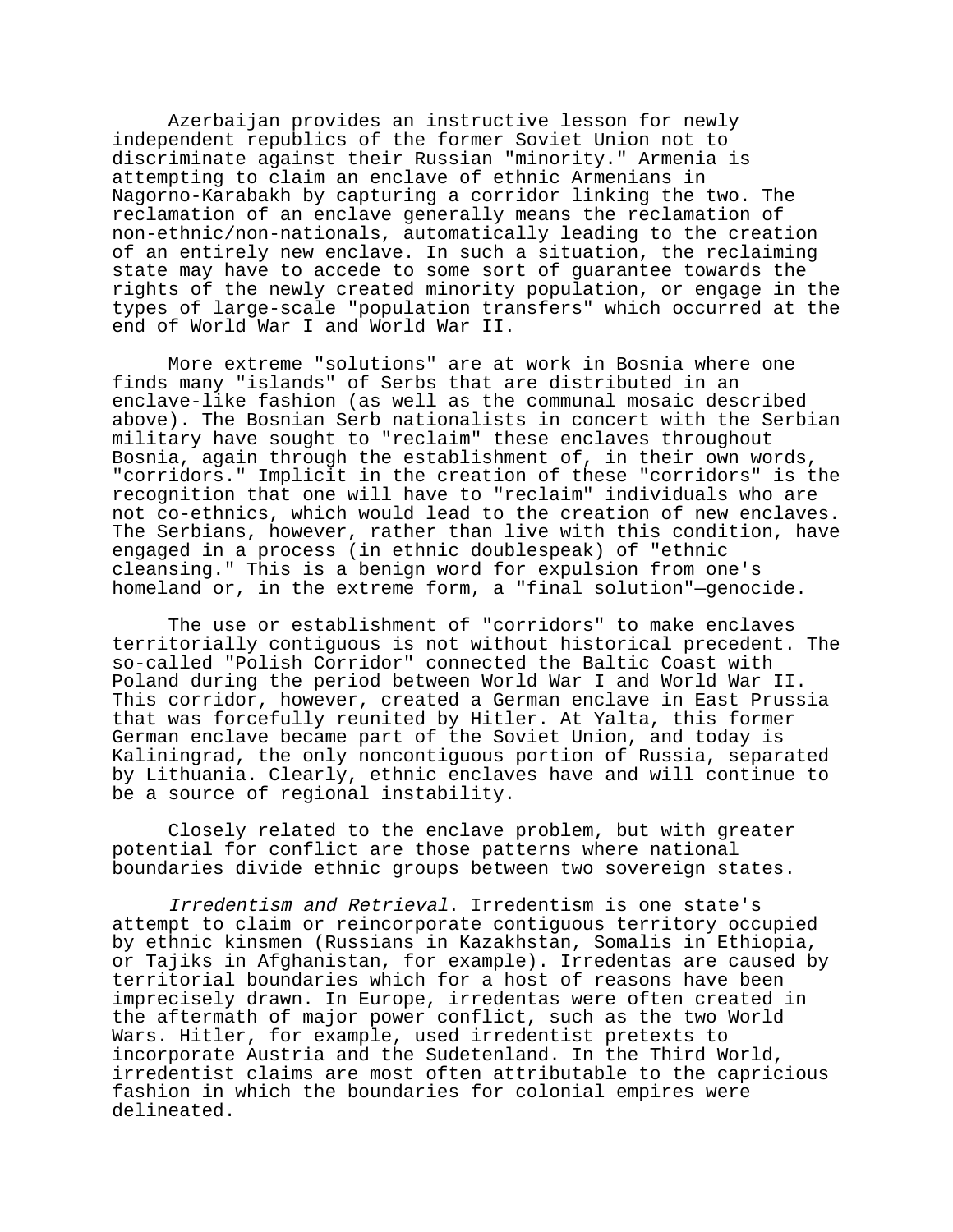Azerbaijan provides an instructive lesson for newly independent republics of the former Soviet Union not to discriminate against their Russian "minority." Armenia is attempting to claim an enclave of ethnic Armenians in Nagorno-Karabakh by capturing a corridor linking the two. The reclamation of an enclave generally means the reclamation of non-ethnic/non-nationals, automatically leading to the creation of an entirely new enclave. In such a situation, the reclaiming state may have to accede to some sort of guarantee towards the rights of the newly created minority population, or engage in the types of large-scale "population transfers" which occurred at the end of World War I and World War II.

More extreme "solutions" are at work in Bosnia where one finds many "islands" of Serbs that are distributed in an enclave-like fashion (as well as the communal mosaic described above). The Bosnian Serb nationalists in concert with the Serbian military have sought to "reclaim" these enclaves throughout Bosnia, again through the establishment of, in their own words, "corridors." Implicit in the creation of these "corridors" is the recognition that one will have to "reclaim" individuals who are not co-ethnics, which would lead to the creation of new enclaves. The Serbians, however, rather than live with this condition, have engaged in a process (in ethnic doublespeak) of "ethnic cleansing." This is a benign word for expulsion from one's homeland or, in the extreme form, a "final solution"—genocide.

The use or establishment of "corridors" to make enclaves territorially contiguous is not without historical precedent. The so-called "Polish Corridor" connected the Baltic Coast with Poland during the period between World War I and World War II. This corridor, however, created a German enclave in East Prussia that was forcefully reunited by Hitler. At Yalta, this former German enclave became part of the Soviet Union, and today is Kaliningrad, the only noncontiguous portion of Russia, separated by Lithuania. Clearly, ethnic enclaves have and will continue to be a source of regional instability.

Closely related to the enclave problem, but with greater potential for conflict are those patterns where national boundaries divide ethnic groups between two sovereign states.

*Irredentism and Retrieval*. Irredentism is one state's attempt to claim or reincorporate contiguous territory occupied by ethnic kinsmen (Russians in Kazakhstan, Somalis in Ethiopia, or Tajiks in Afghanistan, for example). Irredentas are caused by territorial boundaries which for a host of reasons have been imprecisely drawn. In Europe, irredentas were often created in the aftermath of major power conflict, such as the two World Wars. Hitler, for example, used irredentist pretexts to incorporate Austria and the Sudetenland. In the Third World, irredentist claims are most often attributable to the capricious fashion in which the boundaries for colonial empires were delineated.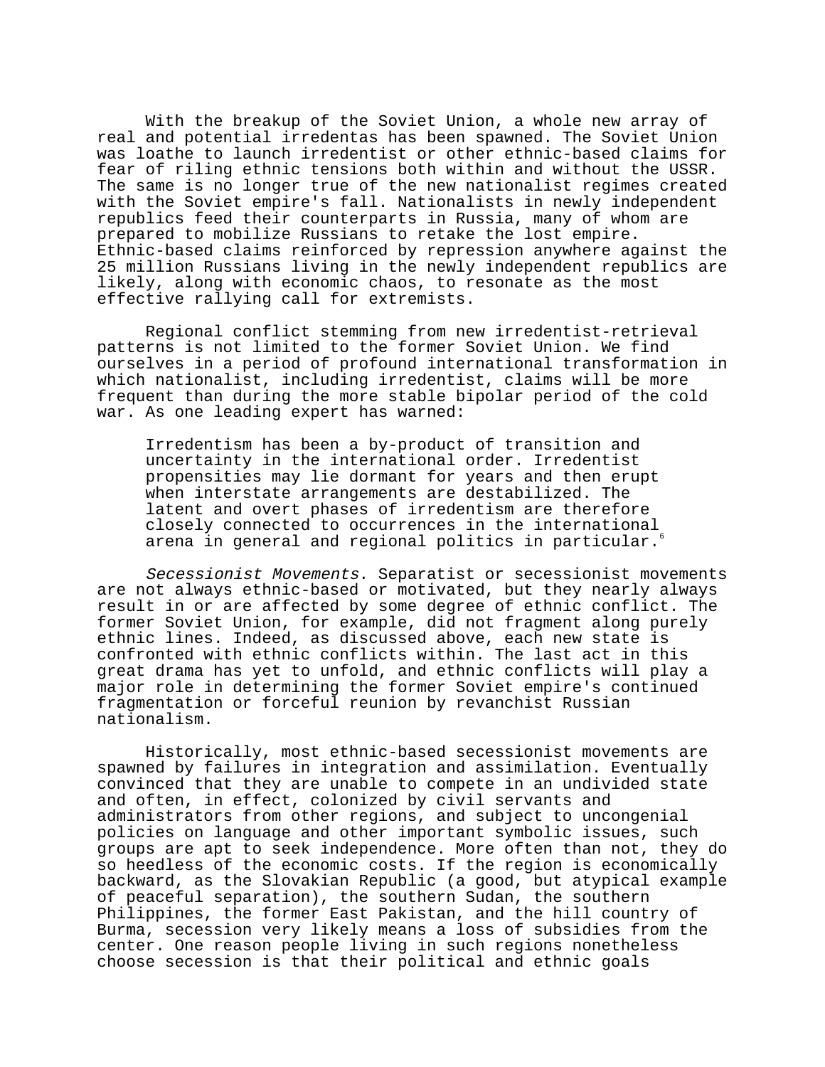With the breakup of the Soviet Union, a whole new array of real and potential irredentas has been spawned. The Soviet Union was loathe to launch irredentist or other ethnic-based claims for fear of riling ethnic tensions both within and without the USSR. The same is no longer true of the new nationalist regimes created with the Soviet empire's fall. Nationalists in newly independent republics feed their counterparts in Russia, many of whom are prepared to mobilize Russians to retake the lost empire. Ethnic-based claims reinforced by repression anywhere against the 25 million Russians living in the newly independent republics are likely, along with economic chaos, to resonate as the most effective rallying call for extremists.

Regional conflict stemming from new irredentist-retrieval patterns is not limited to the former Soviet Union. We find ourselves in a period of profound international transformation in which nationalist, including irredentist, claims will be more frequent than during the more stable bipolar period of the cold war. As one leading expert has warned:

> Irredentism has been a by-product of transition and uncertainty in the international order. Irredentist propensities may lie dormant for years and then erupt when interstate arrangements are destabilized. The latent and overt phases of irredentism are therefore closely connected to occurrences in the international arena in general and regional politics in particular.[6]

*Secessionist Movements*. Separatist or secessionist movements are not always ethnic-based or motivated, but they nearly always result in or are affected by some degree of ethnic conflict. The former Soviet Union, for example, did not fragment along purely ethnic lines. Indeed, as discussed above, each new state is confronted with ethnic conflicts within. The last act in this great drama has yet to unfold, and ethnic conflicts will play a major role in determining the former Soviet empire's continued fragmentation or forceful reunion by revanchist Russian nationalism.

Historically, most ethnic-based secessionist movements are spawned by failures in integration and assimilation. Eventually convinced that they are unable to compete in an undivided state and often, in effect, colonized by civil servants and administrators from other regions, and subject to uncongenial policies on language and other important symbolic issues, such groups are apt to seek independence. More often than not, they do so heedless of the economic costs. If the region is economically backward, as the Slovakian Republic (a good, but atypical example of peaceful separation), the southern Sudan, the southern Philippines, the former East Pakistan, and the hill country of Burma, secession very likely means a loss of subsidies from the center. One reason people living in such regions nonetheless choose secession is that their political and ethnic goals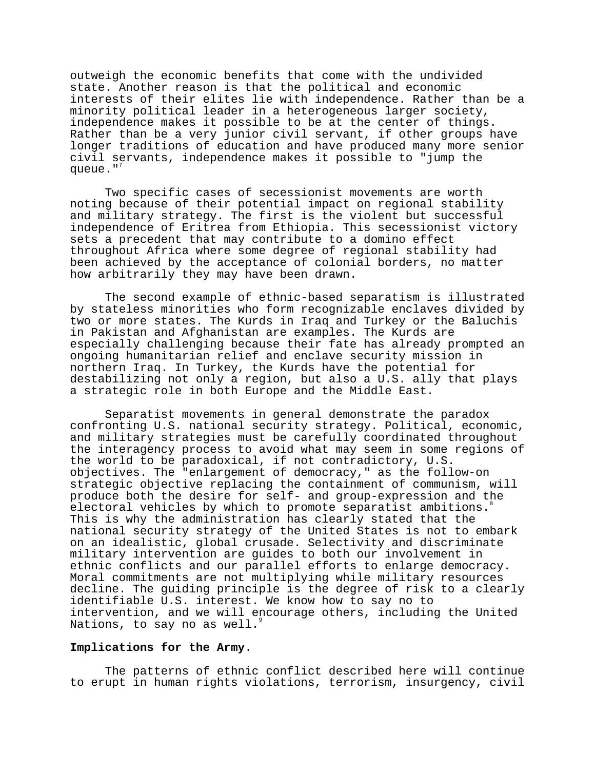outweigh the economic benefits that come with the undivided state. Another reason is that the political and economic interests of their elites lie with independence. Rather than be a minority political leader in a heterogeneous larger society, independence makes it possible to be at the center of things. Rather than be a very junior civil servant, if other groups have longer traditions of education and have produced many more senior civil servants, independence makes it possible to "jump the queue."[7]

Two specific cases of secessionist movements are worth noting because of their potential impact on regional stability and military strategy. The first is the violent but successful independence of Eritrea from Ethiopia. This secessionist victory sets a precedent that may contribute to a domino effect throughout Africa where some degree of regional stability had been achieved by the acceptance of colonial borders, no matter how arbitrarily they may have been drawn.

The second example of ethnic-based separatism is illustrated by stateless minorities who form recognizable enclaves divided by two or more states. The Kurds in Iraq and Turkey or the Baluchis in Pakistan and Afghanistan are examples. The Kurds are especially challenging because their fate has already prompted an ongoing humanitarian relief and enclave security mission in northern Iraq. In Turkey, the Kurds have the potential for destabilizing not only a region, but also a U.S. ally that plays a strategic role in both Europe and the Middle East.

Separatist movements in general demonstrate the paradox confronting U.S. national security strategy. Political, economic, and military strategies must be carefully coordinated throughout the interagency process to avoid what may seem in some regions of the world to be paradoxical, if not contradictory, U.S. objectives. The "enlargement of democracy," as the follow-on strategic objective replacing the containment of communism, will produce both the desire for self- and group-expression and the electoral vehicles by which to promote separatist ambitions.[8] This is why the administration has clearly stated that the national security strategy of the United States is not to embark on an idealistic, global crusade. Selectivity and discriminate military intervention are guides to both our involvement in ethnic conflicts and our parallel efforts to enlarge democracy. Moral commitments are not multiplying while military resources decline. The guiding principle is the degree of risk to a clearly identifiable U.S. interest. We know how to say no to intervention, and we will encourage others, including the United Nations, to say no as well.[9]

**Implications for the Army**.

The patterns of ethnic conflict described here will continue to erupt in human rights violations, terrorism, insurgency, civil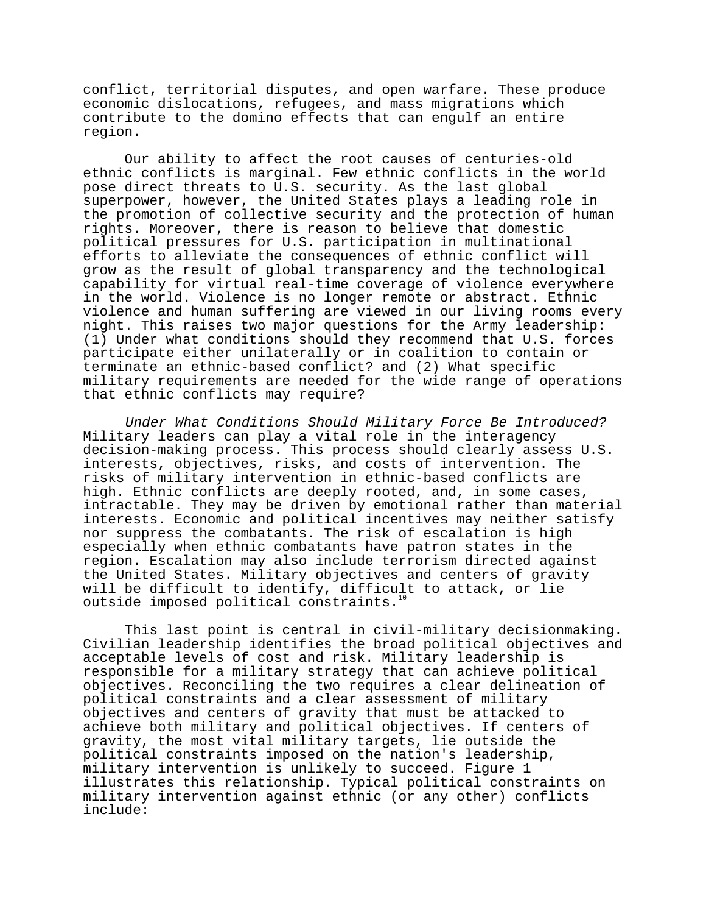conflict, territorial disputes, and open warfare. These produce economic dislocations, refugees, and mass migrations which contribute to the domino effects that can engulf an entire region.

Our ability to affect the root causes of centuries-old ethnic conflicts is marginal. Few ethnic conflicts in the world pose direct threats to U.S. security. As the last global superpower, however, the United States plays a leading role in the promotion of collective security and the protection of human rights. Moreover, there is reason to believe that domestic political pressures for U.S. participation in multinational efforts to alleviate the consequences of ethnic conflict will grow as the result of global transparency and the technological capability for virtual real-time coverage of violence everywhere in the world. Violence is no longer remote or abstract. Ethnic violence and human suffering are viewed in our living rooms every night. This raises two major questions for the Army leadership: (1) Under what conditions should they recommend that U.S. forces participate either unilaterally or in coalition to contain or terminate an ethnic-based conflict? and (2) What specific military requirements are needed for the wide range of operations that ethnic conflicts may require?

*Under What Conditions Should Military Force Be Introduced?* Military leaders can play a vital role in the interagency decision-making process. This process should clearly assess U.S. interests, objectives, risks, and costs of intervention. The risks of military intervention in ethnic-based conflicts are high. Ethnic conflicts are deeply rooted, and, in some cases, intractable. They may be driven by emotional rather than material interests. Economic and political incentives may neither satisfy nor suppress the combatants. The risk of escalation is high especially when ethnic combatants have patron states in the region. Escalation may also include terrorism directed against the United States. Military objectives and centers of gravity will be difficult to identify, difficult to attack, or lie outside imposed political constraints.[10]

This last point is central in civil-military decisionmaking. Civilian leadership identifies the broad political objectives and acceptable levels of cost and risk. Military leadership is responsible for a military strategy that can achieve political objectives. Reconciling the two requires a clear delineation of political constraints and a clear assessment of military objectives and centers of gravity that must be attacked to achieve both military and political objectives. If centers of gravity, the most vital military targets, lie outside the political constraints imposed on the nation's leadership, military intervention is unlikely to succeed. Figure 1 illustrates this relationship. Typical political constraints on military intervention against ethnic (or any other) conflicts include: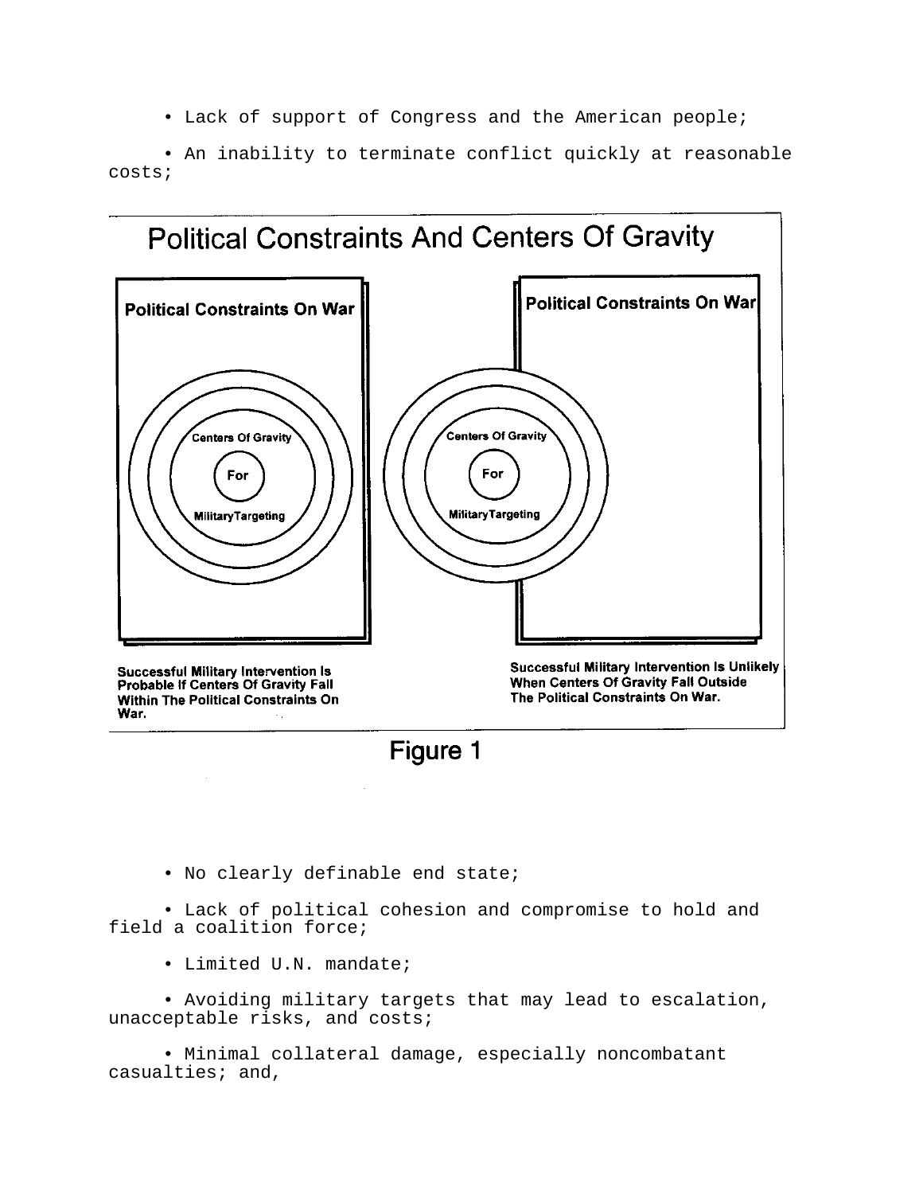• Lack of support of Congress and the American people;

• An inability to terminate conflict quickly at reasonable costs;

Political Constraints And Centers Of Gravity

Political Constraints On War

Centers Of Gravity For MilitaryTargeting

Successful Military Intervention Is Probable If Centers Of Gravity Fall Within The Political Constraints On War.

Political Constraints On War

Centers Of Gravity For MilitaryTargeting

Successful Military Intervention Is Unlikely When Centers Of Gravity Fall Outside The Political Constraints On War.

Figure 1

• No clearly definable end state;

• Lack of political cohesion and compromise to hold and field a coalition force;

• Limited U.N. mandate;

• Avoiding military targets that may lead to escalation, unacceptable risks, and costs;

• Minimal collateral damage, especially noncombatant casualties; and,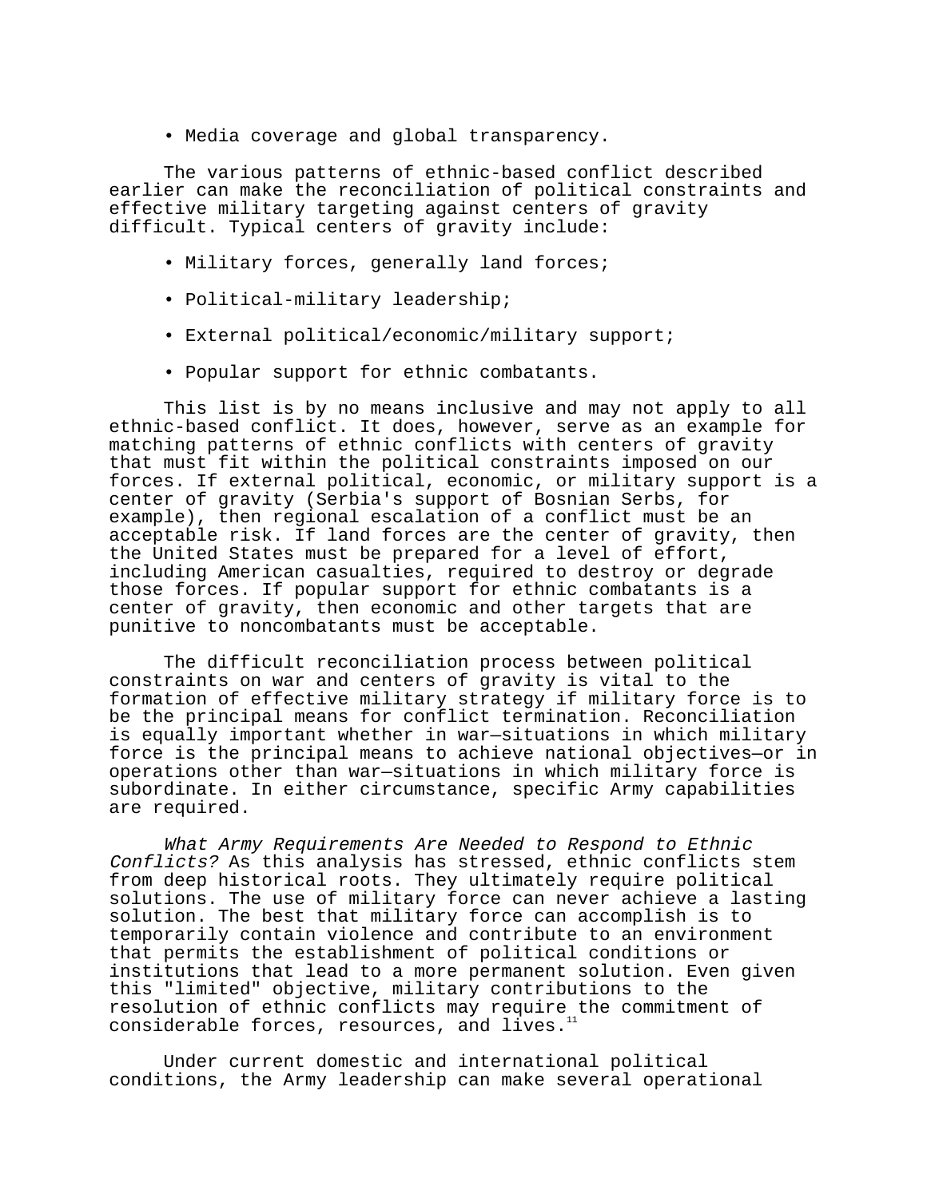- Media coverage and global transparency.

The various patterns of ethnic-based conflict described earlier can make the reconciliation of political constraints and effective military targeting against centers of gravity difficult. Typical centers of gravity include:

- Military forces, generally land forces;
- Political-military leadership;
- External political/economic/military support;
- Popular support for ethnic combatants.

This list is by no means inclusive and may not apply to all ethnic-based conflict. It does, however, serve as an example for matching patterns of ethnic conflicts with centers of gravity that must fit within the political constraints imposed on our forces. If external political, economic, or military support is a center of gravity (Serbia's support of Bosnian Serbs, for example), then regional escalation of a conflict must be an acceptable risk. If land forces are the center of gravity, then the United States must be prepared for a level of effort, including American casualties, required to destroy or degrade those forces. If popular support for ethnic combatants is a center of gravity, then economic and other targets that are punitive to noncombatants must be acceptable.

The difficult reconciliation process between political constraints on war and centers of gravity is vital to the formation of effective military strategy if military force is to be the principal means for conflict termination. Reconciliation is equally important whether in war—situations in which military force is the principal means to achieve national objectives—or in operations other than war—situations in which military force is subordinate. In either circumstance, specific Army capabilities are required.

*What Army Requirements Are Needed to Respond to Ethnic Conflicts?* As this analysis has stressed, ethnic conflicts stem from deep historical roots. They ultimately require political solutions. The use of military force can never achieve a lasting solution. The best that military force can accomplish is to temporarily contain violence and contribute to an environment that permits the establishment of political conditions or institutions that lead to a more permanent solution. Even given this "limited" objective, military contributions to the resolution of ethnic conflicts may require the commitment of considerable forces, resources, and lives.[11]

Under current domestic and international political conditions, the Army leadership can make several operational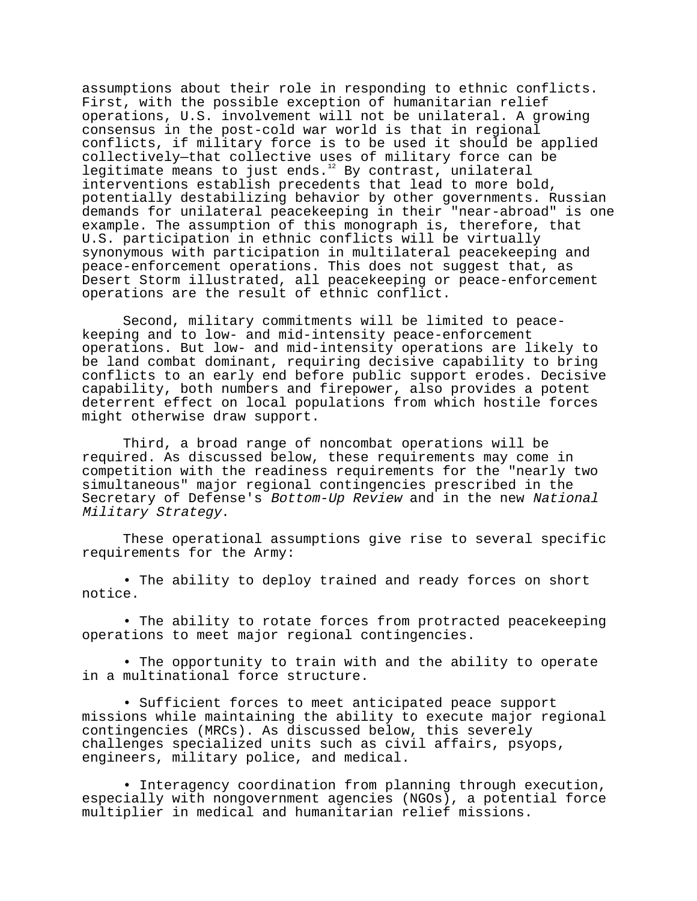assumptions about their role in responding to ethnic conflicts. First, with the possible exception of humanitarian relief operations, U.S. involvement will not be unilateral. A growing consensus in the post-cold war world is that in regional conflicts, if military force is to be used it should be applied collectively—that collective uses of military force can be legitimate means to just ends.[12] By contrast, unilateral interventions establish precedents that lead to more bold, potentially destabilizing behavior by other governments. Russian demands for unilateral peacekeeping in their "near-abroad" is one example. The assumption of this monograph is, therefore, that U.S. participation in ethnic conflicts will be virtually synonymous with participation in multilateral peacekeeping and peace-enforcement operations. This does not suggest that, as Desert Storm illustrated, all peacekeeping or peace-enforcement operations are the result of ethnic conflict.

Second, military commitments will be limited to peace-keeping and to low- and mid-intensity peace-enforcement operations. But low- and mid-intensity operations are likely to be land combat dominant, requiring decisive capability to bring conflicts to an early end before public support erodes. Decisive capability, both numbers and firepower, also provides a potent deterrent effect on local populations from which hostile forces might otherwise draw support.

Third, a broad range of noncombat operations will be required. As discussed below, these requirements may come in competition with the readiness requirements for the "nearly two simultaneous" major regional contingencies prescribed in the Secretary of Defense's *Bottom-Up Review* and in the new *National Military Strategy*.

These operational assumptions give rise to several specific requirements for the Army:

- The ability to deploy trained and ready forces on short notice.

- The ability to rotate forces from protracted peacekeeping operations to meet major regional contingencies.

- The opportunity to train with and the ability to operate in a multinational force structure.

- Sufficient forces to meet anticipated peace support missions while maintaining the ability to execute major regional contingencies (MRCs). As discussed below, this severely challenges specialized units such as civil affairs, psyops, engineers, military police, and medical.

- Interagency coordination from planning through execution, especially with nongovernment agencies (NGOs), a potential force multiplier in medical and humanitarian relief missions.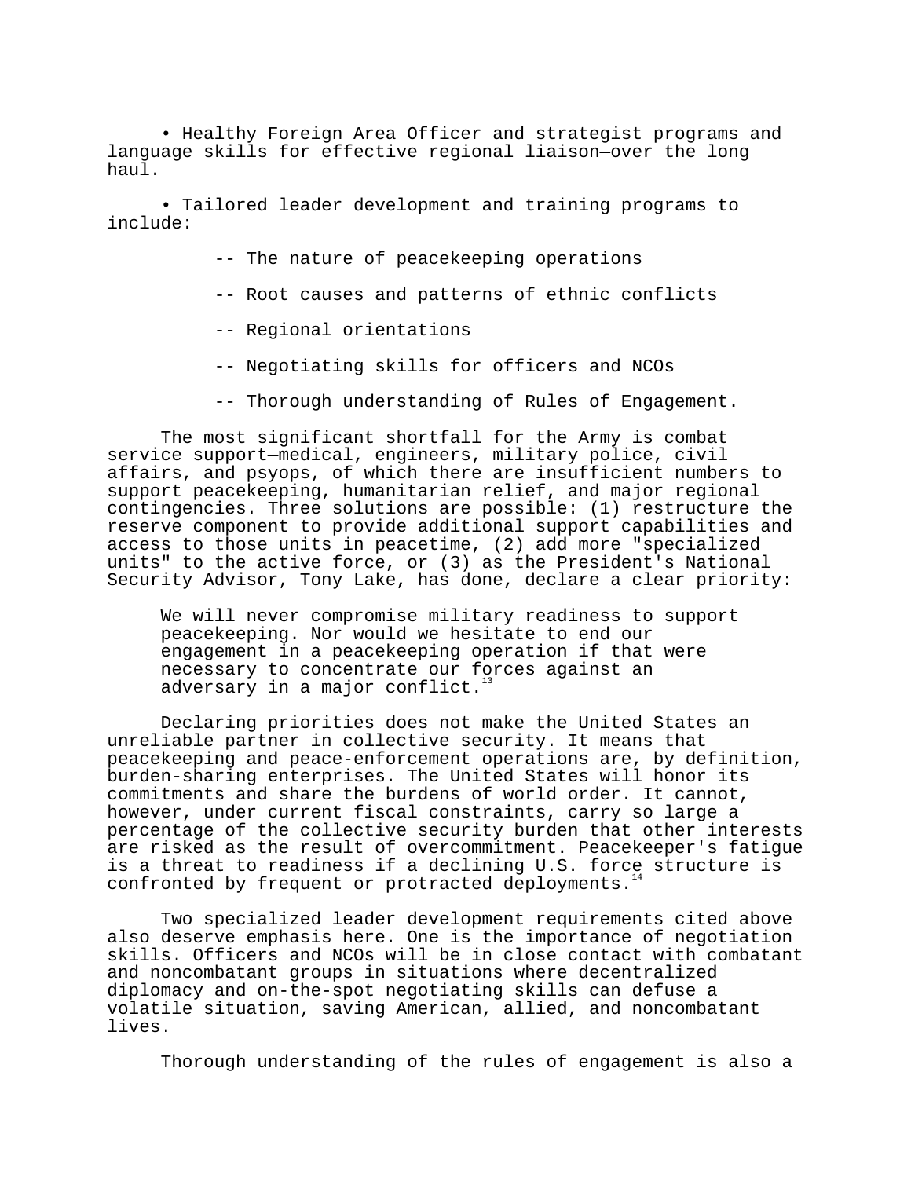- Healthy Foreign Area Officer and strategist programs and language skills for effective regional liaison—over the long haul.

- Tailored leader development and training programs to include:

  - The nature of peacekeeping operations
  - Root causes and patterns of ethnic conflicts
  - Regional orientations
  - Negotiating skills for officers and NCOs
  - Thorough understanding of Rules of Engagement.

The most significant shortfall for the Army is combat service support—medical, engineers, military police, civil affairs, and psyops, of which there are insufficient numbers to support peacekeeping, humanitarian relief, and major regional contingencies. Three solutions are possible: (1) restructure the reserve component to provide additional support capabilities and access to those units in peacetime, (2) add more "specialized units" to the active force, or (3) as the President's National Security Advisor, Tony Lake, has done, declare a clear priority:

> We will never compromise military readiness to support peacekeeping. Nor would we hesitate to end our engagement in a peacekeeping operation if that were necessary to concentrate our forces against an adversary in a major conflict.[13]

Declaring priorities does not make the United States an unreliable partner in collective security. It means that peacekeeping and peace-enforcement operations are, by definition, burden-sharing enterprises. The United States will honor its commitments and share the burdens of world order. It cannot, however, under current fiscal constraints, carry so large a percentage of the collective security burden that other interests are risked as the result of overcommitment. Peacekeeper's fatigue is a threat to readiness if a declining U.S. force structure is confronted by frequent or protracted deployments.[14]

Two specialized leader development requirements cited above also deserve emphasis here. One is the importance of negotiation skills. Officers and NCOs will be in close contact with combatant and noncombatant groups in situations where decentralized diplomacy and on-the-spot negotiating skills can defuse a volatile situation, saving American, allied, and noncombatant lives.

Thorough understanding of the rules of engagement is also a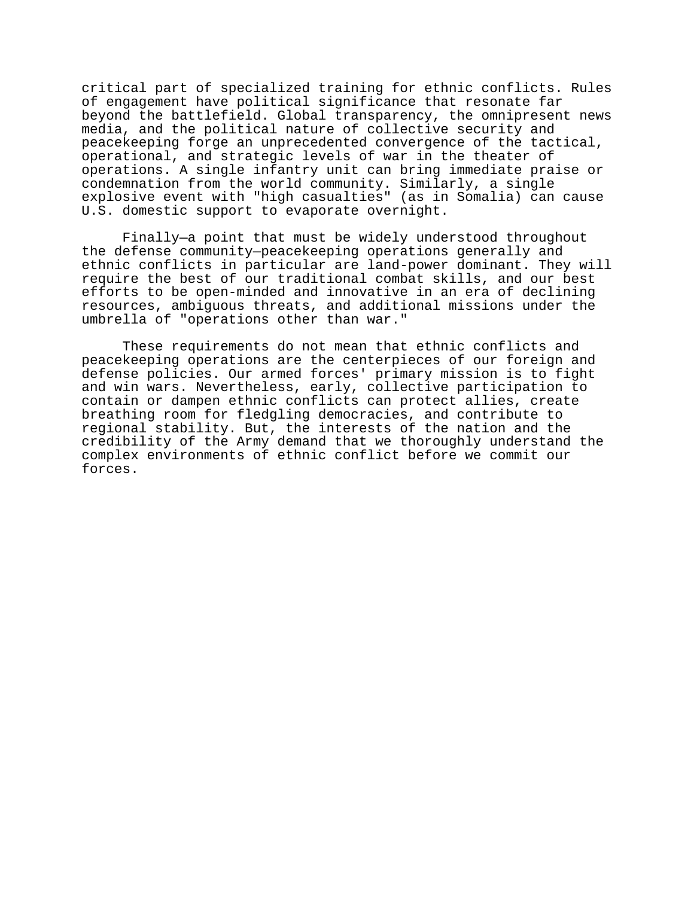critical part of specialized training for ethnic conflicts. Rules of engagement have political significance that resonate far beyond the battlefield. Global transparency, the omnipresent news media, and the political nature of collective security and peacekeeping forge an unprecedented convergence of the tactical, operational, and strategic levels of war in the theater of operations. A single infantry unit can bring immediate praise or condemnation from the world community. Similarly, a single explosive event with "high casualties" (as in Somalia) can cause U.S. domestic support to evaporate overnight.

Finally—a point that must be widely understood throughout the defense community—peacekeeping operations generally and ethnic conflicts in particular are land-power dominant. They will require the best of our traditional combat skills, and our best efforts to be open-minded and innovative in an era of declining resources, ambiguous threats, and additional missions under the umbrella of "operations other than war."

These requirements do not mean that ethnic conflicts and peacekeeping operations are the centerpieces of our foreign and defense policies. Our armed forces' primary mission is to fight and win wars. Nevertheless, early, collective participation to contain or dampen ethnic conflicts can protect allies, create breathing room for fledgling democracies, and contribute to regional stability. But, the interests of the nation and the credibility of the Army demand that we thoroughly understand the complex environments of ethnic conflict before we commit our forces.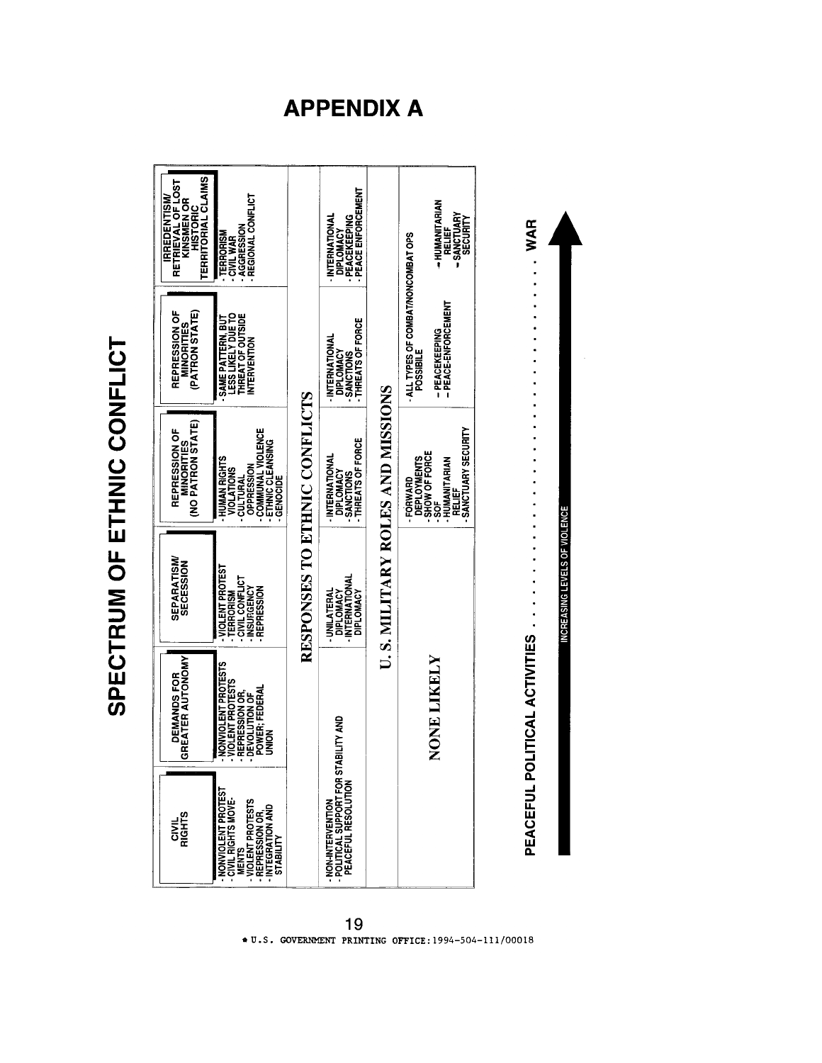# APPENDIX A

## SPECTRUM OF ETHNIC CONFLICT

| CIVIL RIGHTS | DEMANDS FOR GREATER AUTONOMY | SEPARATISM/ SECESSION | REPRESSION OF MINORITIES (NO PATRON STATE) | REPRESSION OF MINORITIES (PATRON STATE) | IRREDENTISM/ RETRIEVAL OF LOST KINSMEN OR HISTORIC TERRITORIAL CLAIMS |
|---|---|---|---|---|---|
| - NONVIOLENT PROTEST<br>- CIVIL RIGHTS MOVEMENTS<br>- VIOLENT PROTESTS<br>- REPRESSION OR,<br>- INTEGRATION AND STABILITY | - NONVIOLENT PROTESTS<br>- VIOLENT PROTESTS<br>- REPRESSION OR,<br>- DEVOLUTION OF POWER; FEDERAL UNION | - VIOLENT PROTEST<br>- TERRORISM<br>- CIVIL CONFLICT<br>- INSURGENCY<br>- REPRESSION | - HUMAN RIGHTS VIOLATIONS<br>- CULTURAL OPPRESSION<br>- COMMUNAL VIOLENCE<br>- ETHNIC CLEANSING<br>- GENOCIDE | - SAME PATTERN, BUT LESS LIKELY DUE TO THREAT OF OUTSIDE INTERVENTION | - TERRORISM<br>- CIVIL WAR<br>- AGGRESSION<br>- REGIONAL CONFLICT |
| **RESPONSES TO ETHNIC CONFLICTS** | | | | | |
| - NON-INTERVENTION<br>- POLITICAL SUPPORT FOR STABILITY AND PEACEFUL RESOLUTION | | - UNILATERAL DIPLOMACY<br>- INTERNATIONAL DIPLOMACY | - INTERNATIONAL DIPLOMACY<br>- SANCTIONS<br>- THREATS OF FORCE | - INTERNATIONAL DIPLOMACY<br>- SANCTIONS<br>- THREATS OF FORCE | - INTERNATIONAL DIPLOMACY<br>- PEACEKEEPING<br>- PEACE ENFORCEMENT |
| **U. S. MILITARY ROLES AND MISSIONS** | | | | | |
| NONE LIKELY | | | - FORWARD DEPLOYMENTS<br>- SHOW OF FORCE<br>- SOF<br>- HUMANITARIAN RELIEF<br>- SANCTUARY SECURITY | - ALL TYPES OF COMBAT/NONCOMBAT OPS POSSIBILE<br>- PEACEKEEPING<br>- PEACE-ENFORCEMENT | - HUMANITARIAN RELIEF<br>- SANCTUARY SECURITY |

PEACEFUL POLITICAL ACTIVITIES . . . . . . . . . . . . . . . . . . . . . . . . . . . . . . . WAR

INCREASING LEVELS OF VIOLENCE

* U.S. GOVERNMENT PRINTING OFFICE: 1994-504-111/00018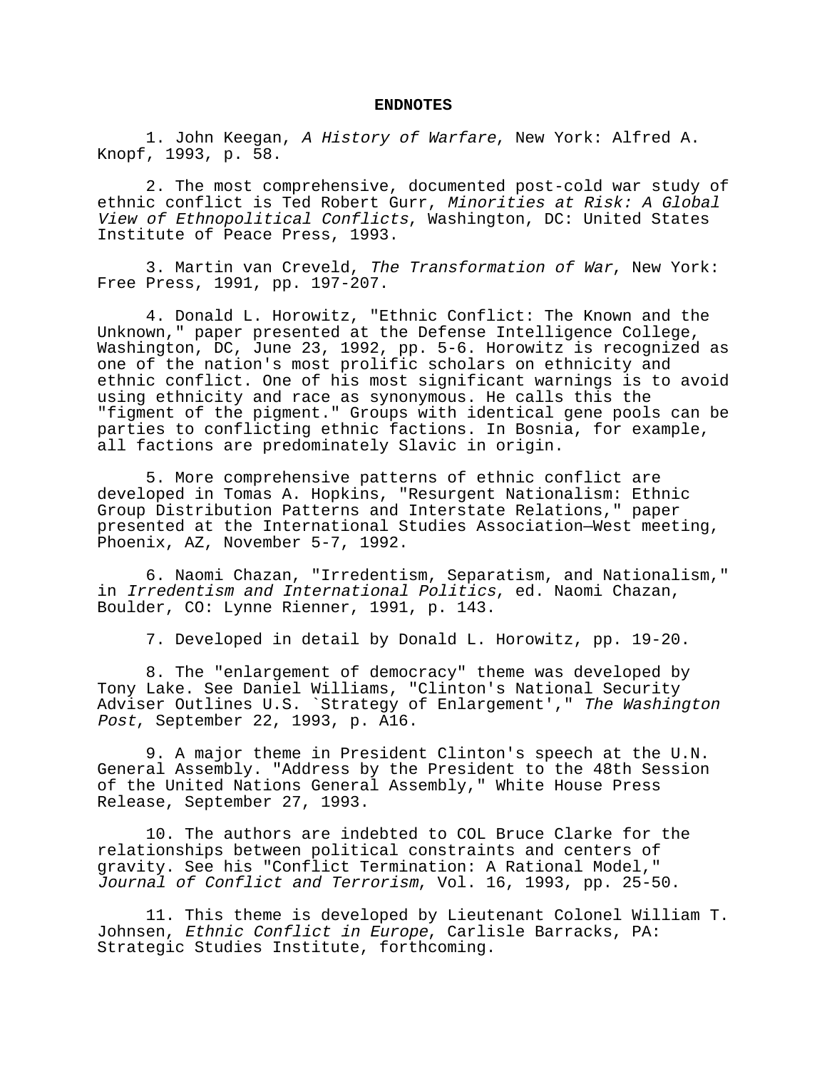## ENDNOTES

1. John Keegan, *A History of Warfare*, New York: Alfred A. Knopf, 1993, p. 58.

2. The most comprehensive, documented post-cold war study of ethnic conflict is Ted Robert Gurr, *Minorities at Risk: A Global View of Ethnopolitical Conflicts*, Washington, DC: United States Institute of Peace Press, 1993.

3. Martin van Creveld, *The Transformation of War*, New York: Free Press, 1991, pp. 197-207.

4. Donald L. Horowitz, "Ethnic Conflict: The Known and the Unknown," paper presented at the Defense Intelligence College, Washington, DC, June 23, 1992, pp. 5-6. Horowitz is recognized as one of the nation's most prolific scholars on ethnicity and ethnic conflict. One of his most significant warnings is to avoid using ethnicity and race as synonymous. He calls this the "figment of the pigment." Groups with identical gene pools can be parties to conflicting ethnic factions. In Bosnia, for example, all factions are predominately Slavic in origin.

5. More comprehensive patterns of ethnic conflict are developed in Tomas A. Hopkins, "Resurgent Nationalism: Ethnic Group Distribution Patterns and Interstate Relations," paper presented at the International Studies Association—West meeting, Phoenix, AZ, November 5-7, 1992.

6. Naomi Chazan, "Irredentism, Separatism, and Nationalism," in *Irredentism and International Politics*, ed. Naomi Chazan, Boulder, CO: Lynne Rienner, 1991, p. 143.

7. Developed in detail by Donald L. Horowitz, pp. 19-20.

8. The "enlargement of democracy" theme was developed by Tony Lake. See Daniel Williams, "Clinton's National Security Adviser Outlines U.S. `Strategy of Enlargement'," *The Washington Post*, September 22, 1993, p. A16.

9. A major theme in President Clinton's speech at the U.N. General Assembly. "Address by the President to the 48th Session of the United Nations General Assembly," White House Press Release, September 27, 1993.

10. The authors are indebted to COL Bruce Clarke for the relationships between political constraints and centers of gravity. See his "Conflict Termination: A Rational Model," *Journal of Conflict and Terrorism*, Vol. 16, 1993, pp. 25-50.

11. This theme is developed by Lieutenant Colonel William T. Johnsen, *Ethnic Conflict in Europe*, Carlisle Barracks, PA: Strategic Studies Institute, forthcoming.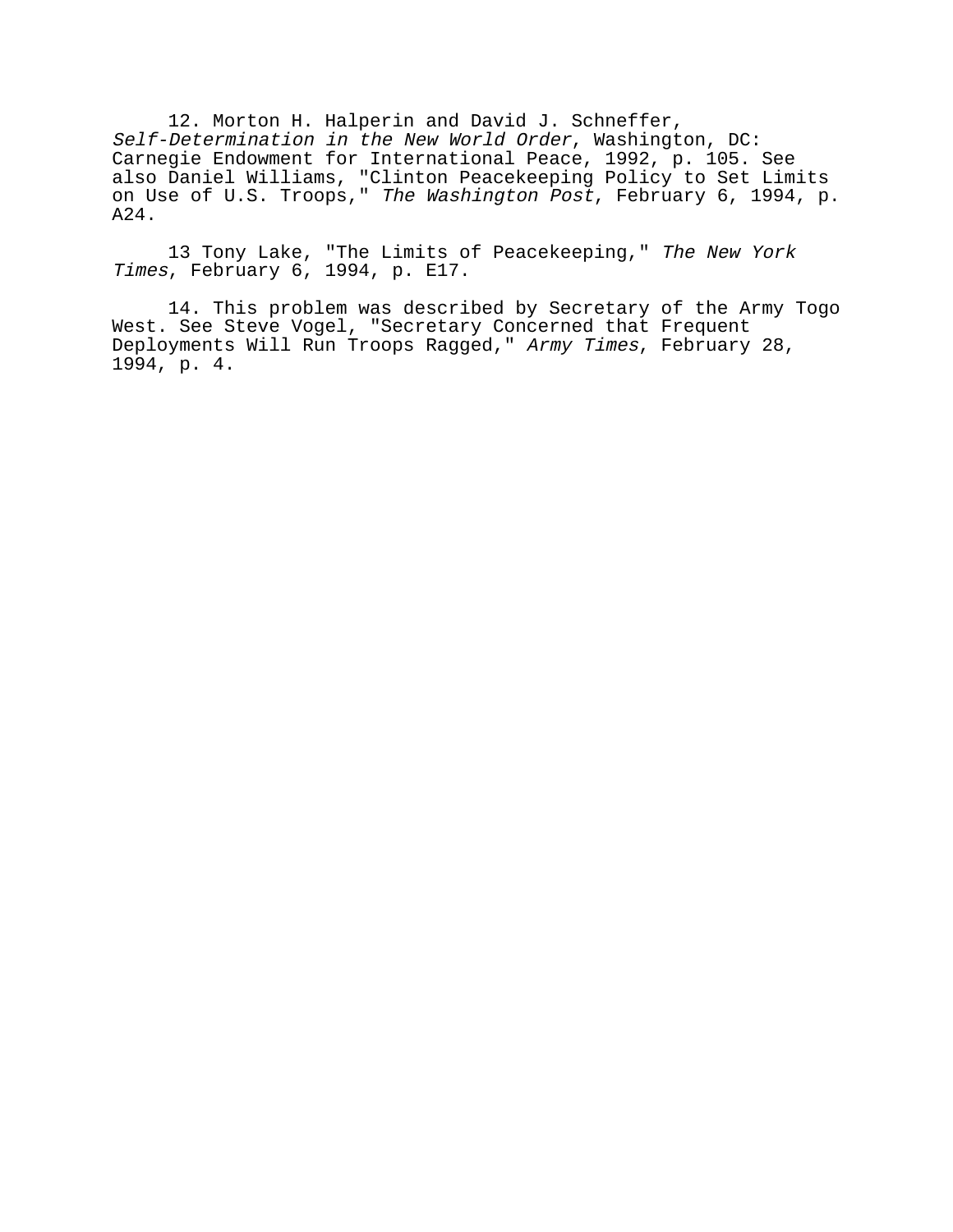12. Morton H. Halperin and David J. Schneffer, *Self-Determination in the New World Order*, Washington, DC: Carnegie Endowment for International Peace, 1992, p. 105. See also Daniel Williams, "Clinton Peacekeeping Policy to Set Limits on Use of U.S. Troops," *The Washington Post*, February 6, 1994, p. A24.

13 Tony Lake, "The Limits of Peacekeeping," *The New York Times*, February 6, 1994, p. E17.

14. This problem was described by Secretary of the Army Togo West. See Steve Vogel, "Secretary Concerned that Frequent Deployments Will Run Troops Ragged," *Army Times*, February 28, 1994, p. 4.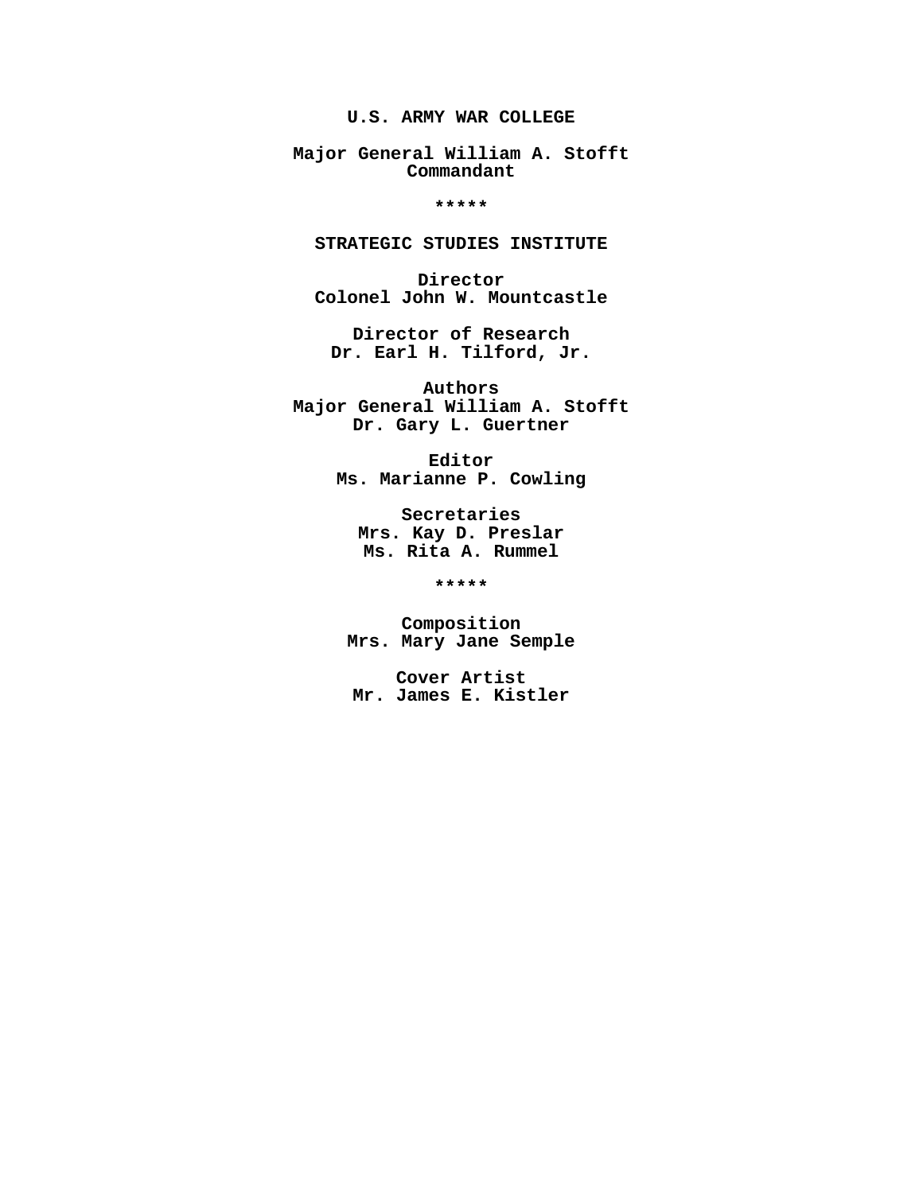**U.S. ARMY WAR COLLEGE**

**Major General William A. Stofft**
**Commandant**

**\*\*\*\*\***

**STRATEGIC STUDIES INSTITUTE**

**Director**
**Colonel John W. Mountcastle**

**Director of Research**
**Dr. Earl H. Tilford, Jr.**

**Authors**
**Major General William A. Stofft**
**Dr. Gary L. Guertner**

**Editor**
**Ms. Marianne P. Cowling**

**Secretaries**
**Mrs. Kay D. Preslar**
**Ms. Rita A. Rummel**

**\*\*\*\*\***

**Composition**
**Mrs. Mary Jane Semple**

**Cover Artist**
**Mr. James E. Kistler**